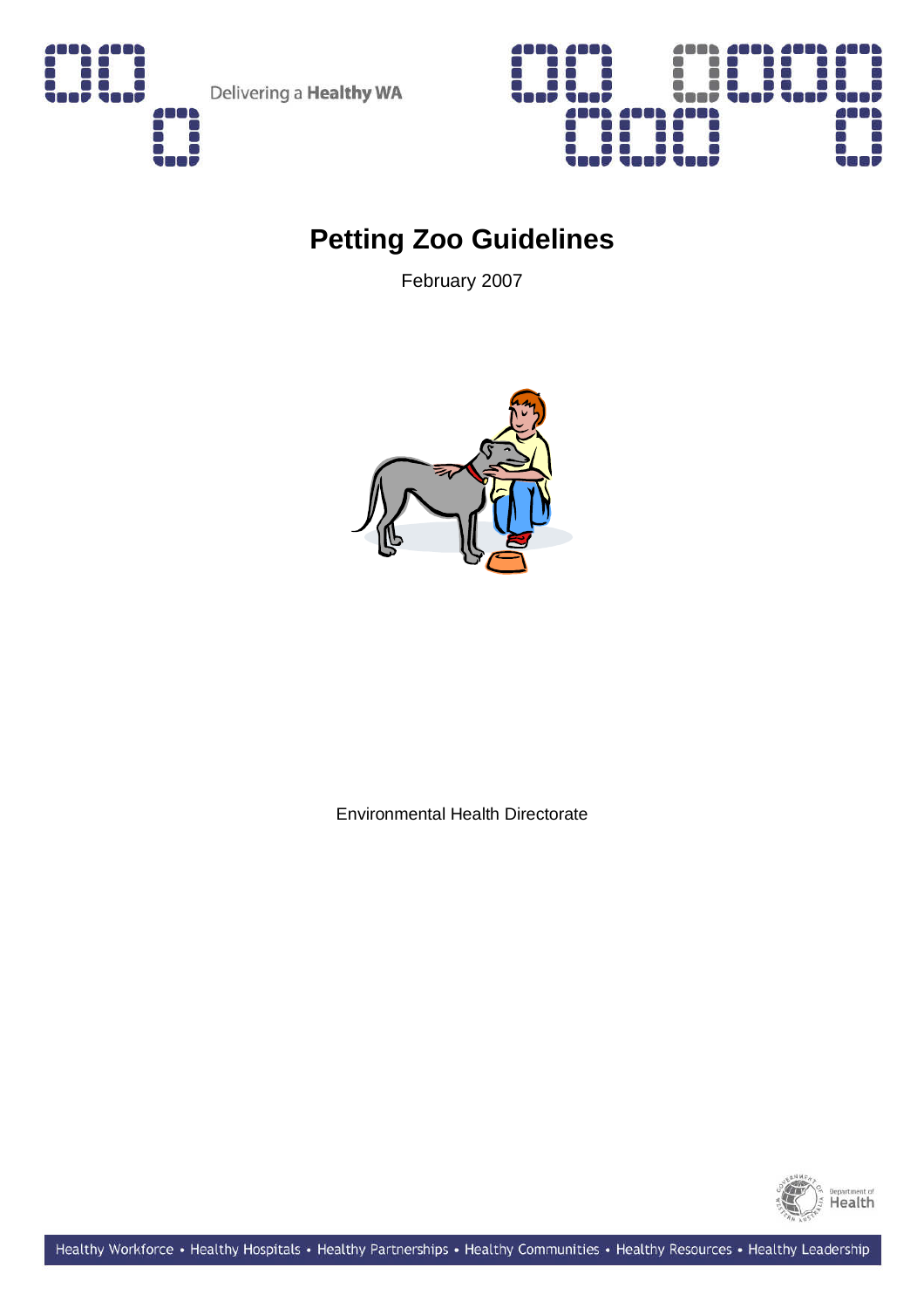Delivering a **Healthy WA**

# Petting Zoo Guidelines

February 2007

Environmental Health Directorate

Department of Health

Healthy Workforce • Healthy Hospitals • Healthy Partnerships • Healthy Communities • Healthy Resources • Healthy Leadership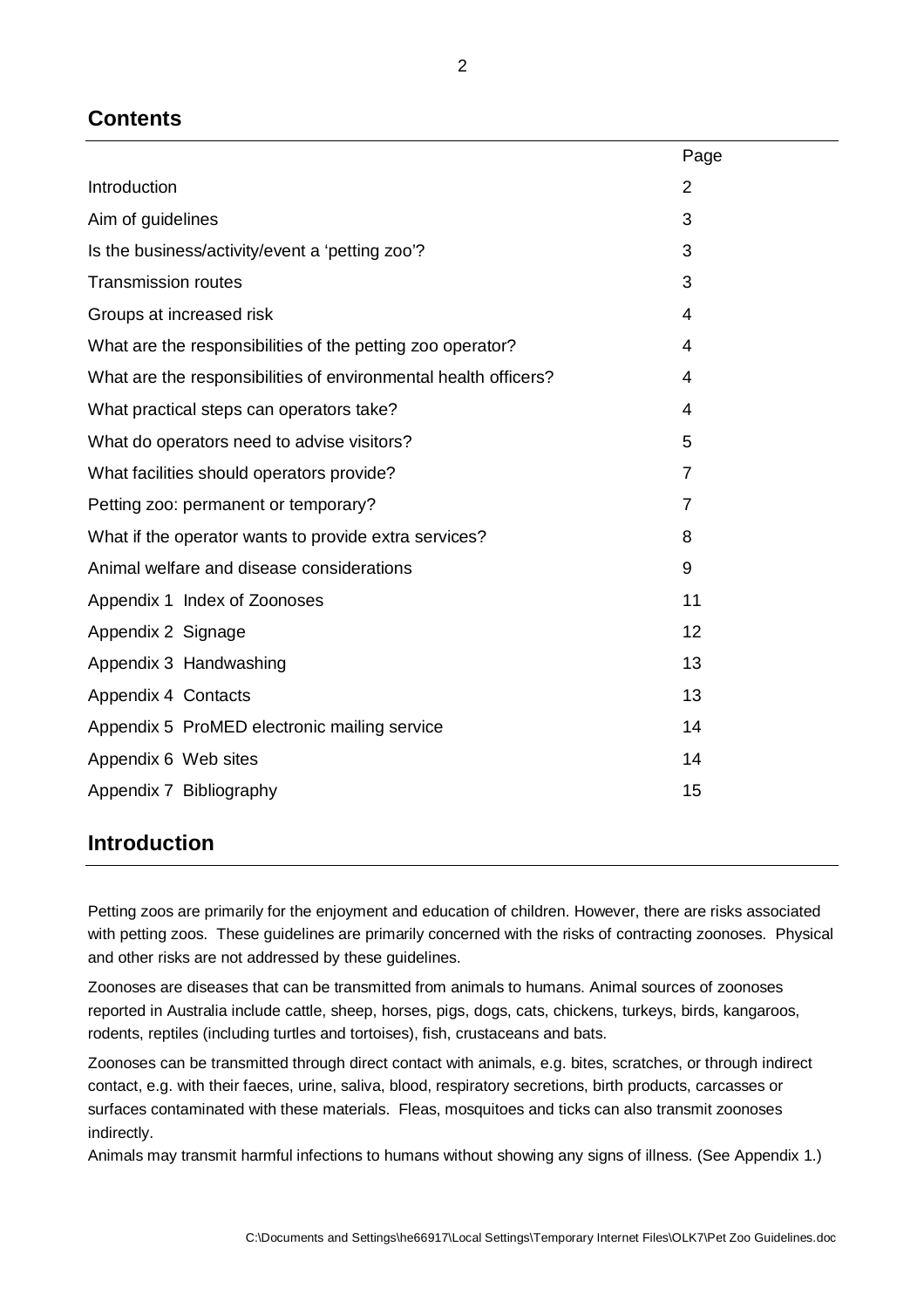## Contents

| | Page |
|---|---|
| Introduction | 2 |
| Aim of guidelines | 3 |
| Is the business/activity/event a ‘petting zoo’? | 3 |
| Transmission routes | 3 |
| Groups at increased risk | 4 |
| What are the responsibilities of the petting zoo operator? | 4 |
| What are the responsibilities of environmental health officers? | 4 |
| What practical steps can operators take? | 4 |
| What do operators need to advise visitors? | 5 |
| What facilities should operators provide? | 7 |
| Petting zoo: permanent or temporary? | 7 |
| What if the operator wants to provide extra services? | 8 |
| Animal welfare and disease considerations | 9 |
| Appendix 1 Index of Zoonoses | 11 |
| Appendix 2 Signage | 12 |
| Appendix 3 Handwashing | 13 |
| Appendix 4 Contacts | 13 |
| Appendix 5 ProMED electronic mailing service | 14 |
| Appendix 6 Web sites | 14 |
| Appendix 7 Bibliography | 15 |

## Introduction

Petting zoos are primarily for the enjoyment and education of children. However, there are risks associated with petting zoos. These guidelines are primarily concerned with the risks of contracting zoonoses. Physical and other risks are not addressed by these guidelines.

Zoonoses are diseases that can be transmitted from animals to humans. Animal sources of zoonoses reported in Australia include cattle, sheep, horses, pigs, dogs, cats, chickens, turkeys, birds, kangaroos, rodents, reptiles (including turtles and tortoises), fish, crustaceans and bats.

Zoonoses can be transmitted through direct contact with animals, e.g. bites, scratches, or through indirect contact, e.g. with their faeces, urine, saliva, blood, respiratory secretions, birth products, carcasses or surfaces contaminated with these materials. Fleas, mosquitoes and ticks can also transmit zoonoses indirectly.

Animals may transmit harmful infections to humans without showing any signs of illness. (See Appendix 1.)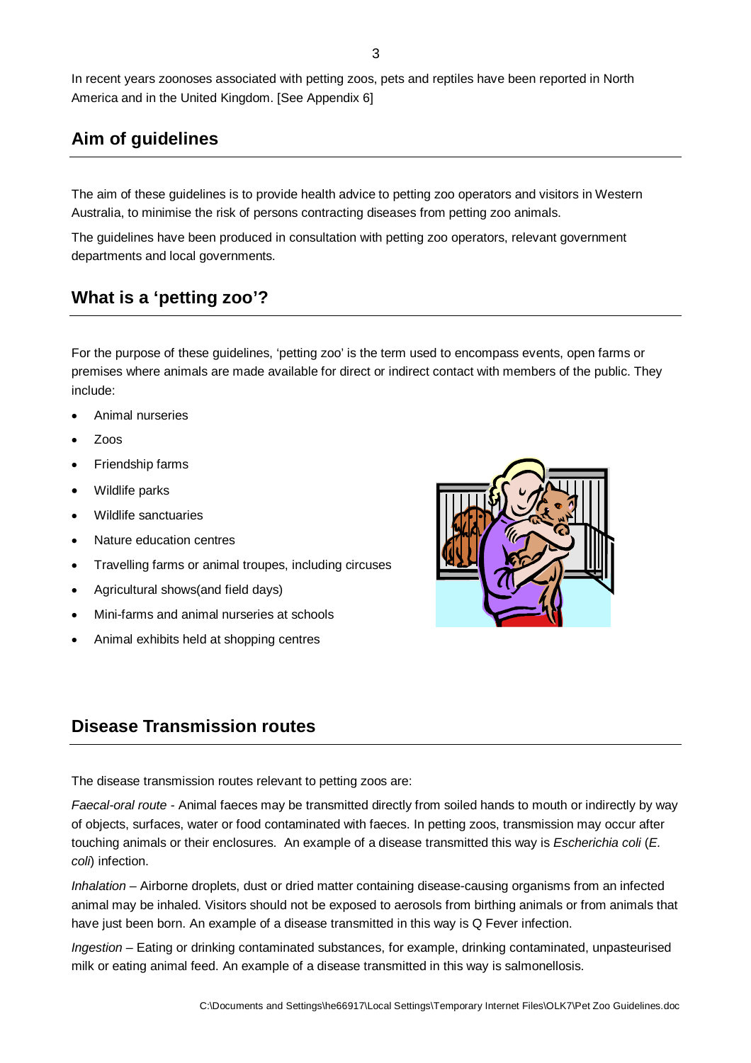In recent years zoonoses associated with petting zoos, pets and reptiles have been reported in North America and in the United Kingdom. [See Appendix 6]

## Aim of guidelines

The aim of these guidelines is to provide health advice to petting zoo operators and visitors in Western Australia, to minimise the risk of persons contracting diseases from petting zoo animals.

The guidelines have been produced in consultation with petting zoo operators, relevant government departments and local governments.

## What is a 'petting zoo'?

For the purpose of these guidelines, 'petting zoo' is the term used to encompass events, open farms or premises where animals are made available for direct or indirect contact with members of the public. They include:

- Animal nurseries
- Zoos
- Friendship farms
- Wildlife parks
- Wildlife sanctuaries
- Nature education centres
- Travelling farms or animal troupes, including circuses
- Agricultural shows(and field days)
- Mini-farms and animal nurseries at schools
- Animal exhibits held at shopping centres

## Disease Transmission routes

The disease transmission routes relevant to petting zoos are:

*Faecal-oral route* - Animal faeces may be transmitted directly from soiled hands to mouth or indirectly by way of objects, surfaces, water or food contaminated with faeces. In petting zoos, transmission may occur after touching animals or their enclosures. An example of a disease transmitted this way is *Escherichia coli* (*E. coli*) infection.

*Inhalation* – Airborne droplets, dust or dried matter containing disease-causing organisms from an infected animal may be inhaled. Visitors should not be exposed to aerosols from birthing animals or from animals that have just been born. An example of a disease transmitted in this way is Q Fever infection.

*Ingestion* – Eating or drinking contaminated substances, for example, drinking contaminated, unpasteurised milk or eating animal feed. An example of a disease transmitted in this way is salmonellosis.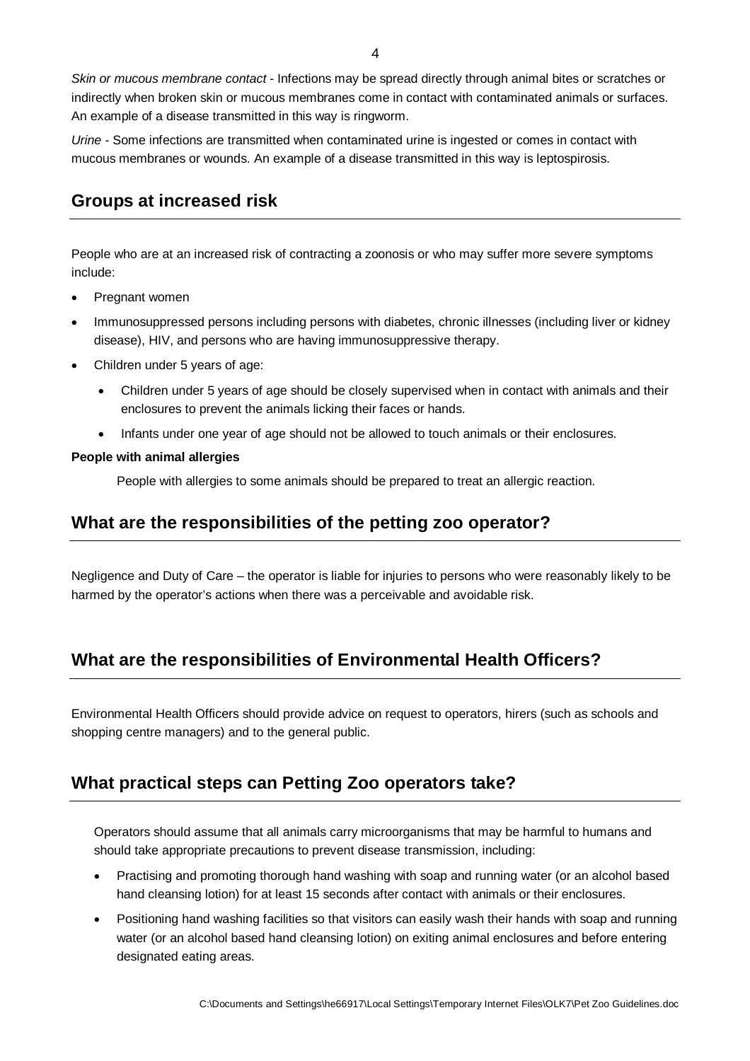*Skin or mucous membrane contact* - Infections may be spread directly through animal bites or scratches or indirectly when broken skin or mucous membranes come in contact with contaminated animals or surfaces. An example of a disease transmitted in this way is ringworm.

*Urine* - Some infections are transmitted when contaminated urine is ingested or comes in contact with mucous membranes or wounds. An example of a disease transmitted in this way is leptospirosis.

## Groups at increased risk

People who are at an increased risk of contracting a zoonosis or who may suffer more severe symptoms include:

- Pregnant women
- Immunosuppressed persons including persons with diabetes, chronic illnesses (including liver or kidney disease), HIV, and persons who are having immunosuppressive therapy.
- Children under 5 years of age:
  - Children under 5 years of age should be closely supervised when in contact with animals and their enclosures to prevent the animals licking their faces or hands.
  - Infants under one year of age should not be allowed to touch animals or their enclosures.

**People with animal allergies**

People with allergies to some animals should be prepared to treat an allergic reaction.

## What are the responsibilities of the petting zoo operator?

Negligence and Duty of Care – the operator is liable for injuries to persons who were reasonably likely to be harmed by the operator's actions when there was a perceivable and avoidable risk.

## What are the responsibilities of Environmental Health Officers?

Environmental Health Officers should provide advice on request to operators, hirers (such as schools and shopping centre managers) and to the general public.

## What practical steps can Petting Zoo operators take?

Operators should assume that all animals carry microorganisms that may be harmful to humans and should take appropriate precautions to prevent disease transmission, including:

- Practising and promoting thorough hand washing with soap and running water (or an alcohol based hand cleansing lotion) for at least 15 seconds after contact with animals or their enclosures.
- Positioning hand washing facilities so that visitors can easily wash their hands with soap and running water (or an alcohol based hand cleansing lotion) on exiting animal enclosures and before entering designated eating areas.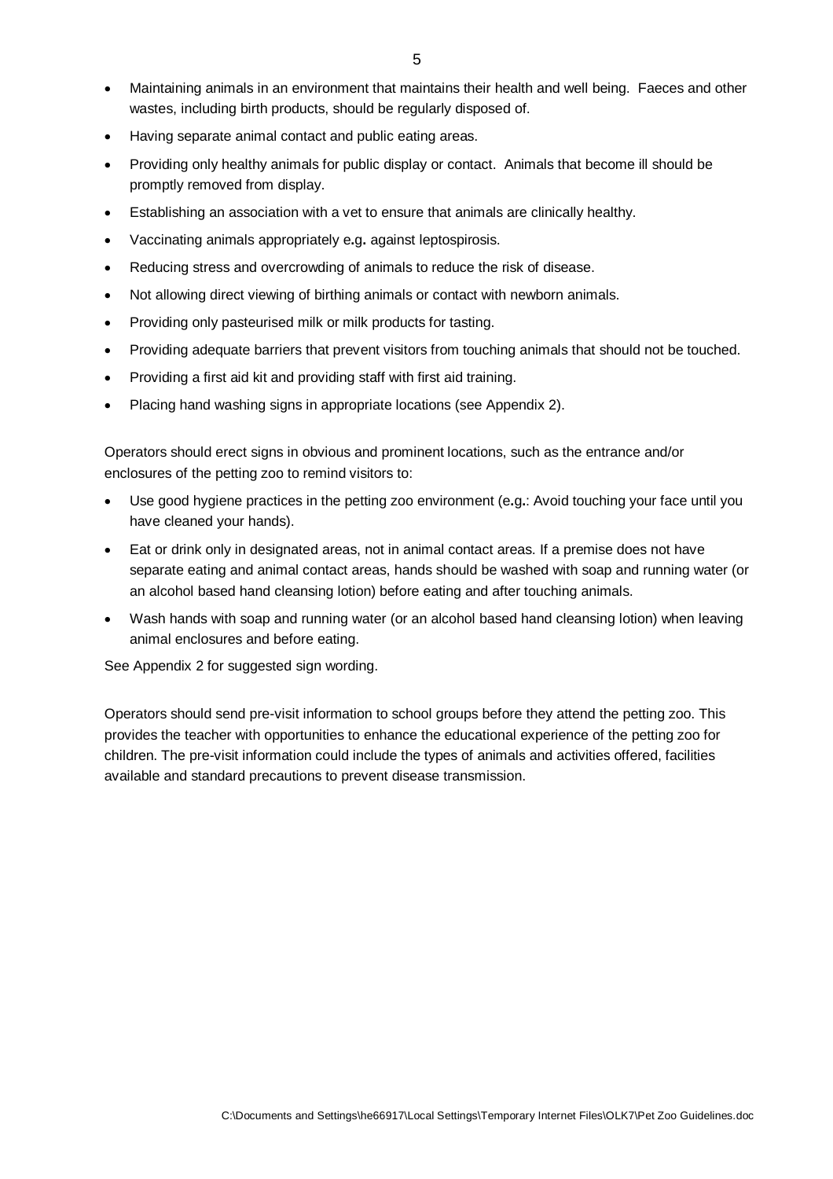- Maintaining animals in an environment that maintains their health and well being. Faeces and other wastes, including birth products, should be regularly disposed of.
- Having separate animal contact and public eating areas.
- Providing only healthy animals for public display or contact. Animals that become ill should be promptly removed from display.
- Establishing an association with a vet to ensure that animals are clinically healthy.
- Vaccinating animals appropriately e.g. against leptospirosis.
- Reducing stress and overcrowding of animals to reduce the risk of disease.
- Not allowing direct viewing of birthing animals or contact with newborn animals.
- Providing only pasteurised milk or milk products for tasting.
- Providing adequate barriers that prevent visitors from touching animals that should not be touched.
- Providing a first aid kit and providing staff with first aid training.
- Placing hand washing signs in appropriate locations (see Appendix 2).

Operators should erect signs in obvious and prominent locations, such as the entrance and/or enclosures of the petting zoo to remind visitors to:

- Use good hygiene practices in the petting zoo environment (e.g.: Avoid touching your face until you have cleaned your hands).
- Eat or drink only in designated areas, not in animal contact areas. If a premise does not have separate eating and animal contact areas, hands should be washed with soap and running water (or an alcohol based hand cleansing lotion) before eating and after touching animals.
- Wash hands with soap and running water (or an alcohol based hand cleansing lotion) when leaving animal enclosures and before eating.

See Appendix 2 for suggested sign wording.

Operators should send pre-visit information to school groups before they attend the petting zoo. This provides the teacher with opportunities to enhance the educational experience of the petting zoo for children. The pre-visit information could include the types of animals and activities offered, facilities available and standard precautions to prevent disease transmission.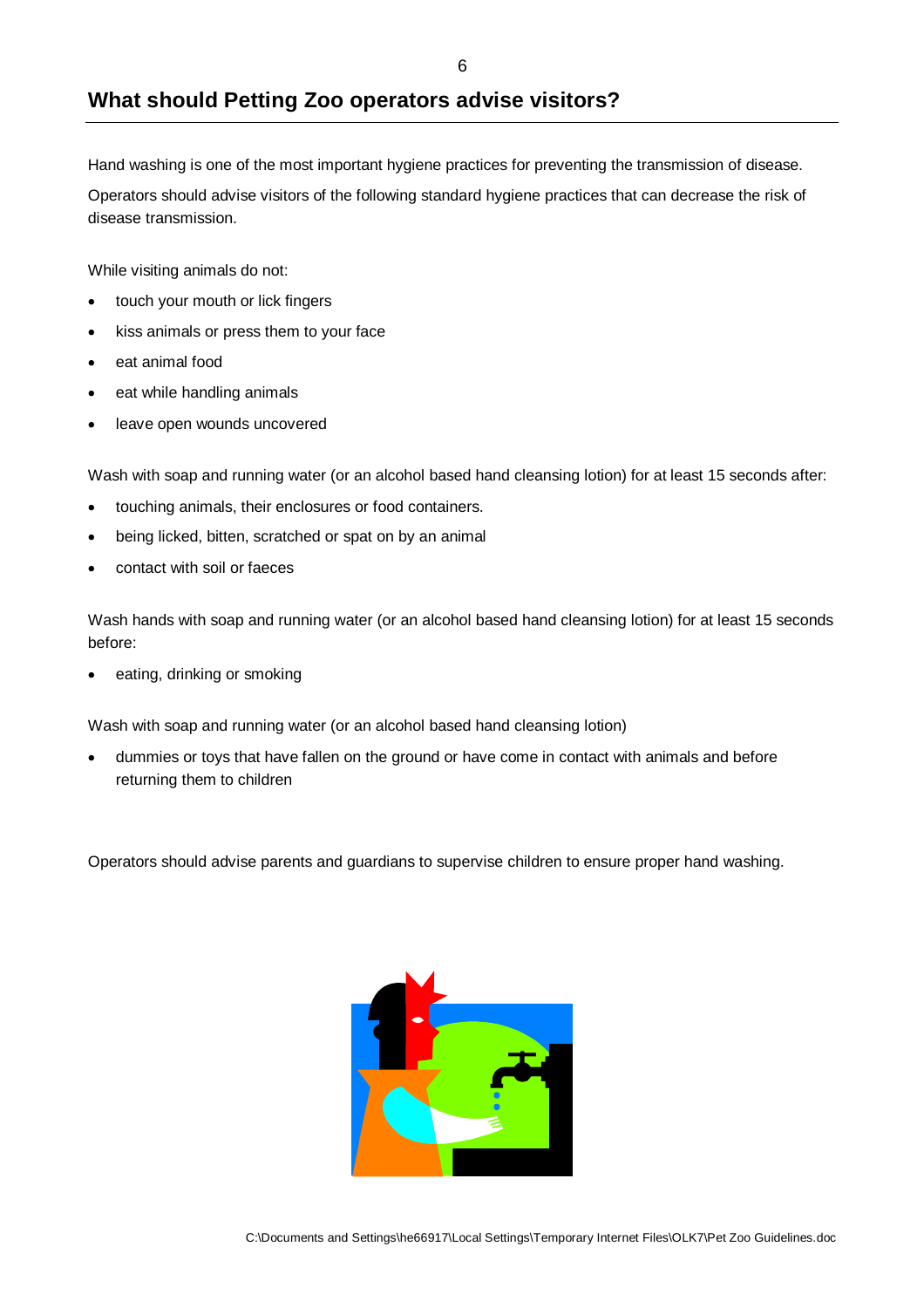## What should Petting Zoo operators advise visitors?

Hand washing is one of the most important hygiene practices for preventing the transmission of disease.

Operators should advise visitors of the following standard hygiene practices that can decrease the risk of disease transmission.

While visiting animals do not:

- touch your mouth or lick fingers
- kiss animals or press them to your face
- eat animal food
- eat while handling animals
- leave open wounds uncovered

Wash with soap and running water (or an alcohol based hand cleansing lotion) for at least 15 seconds after:

- touching animals, their enclosures or food containers.
- being licked, bitten, scratched or spat on by an animal
- contact with soil or faeces

Wash hands with soap and running water (or an alcohol based hand cleansing lotion) for at least 15 seconds before:

- eating, drinking or smoking

Wash with soap and running water (or an alcohol based hand cleansing lotion)

- dummies or toys that have fallen on the ground or have come in contact with animals and before returning them to children

Operators should advise parents and guardians to supervise children to ensure proper hand washing.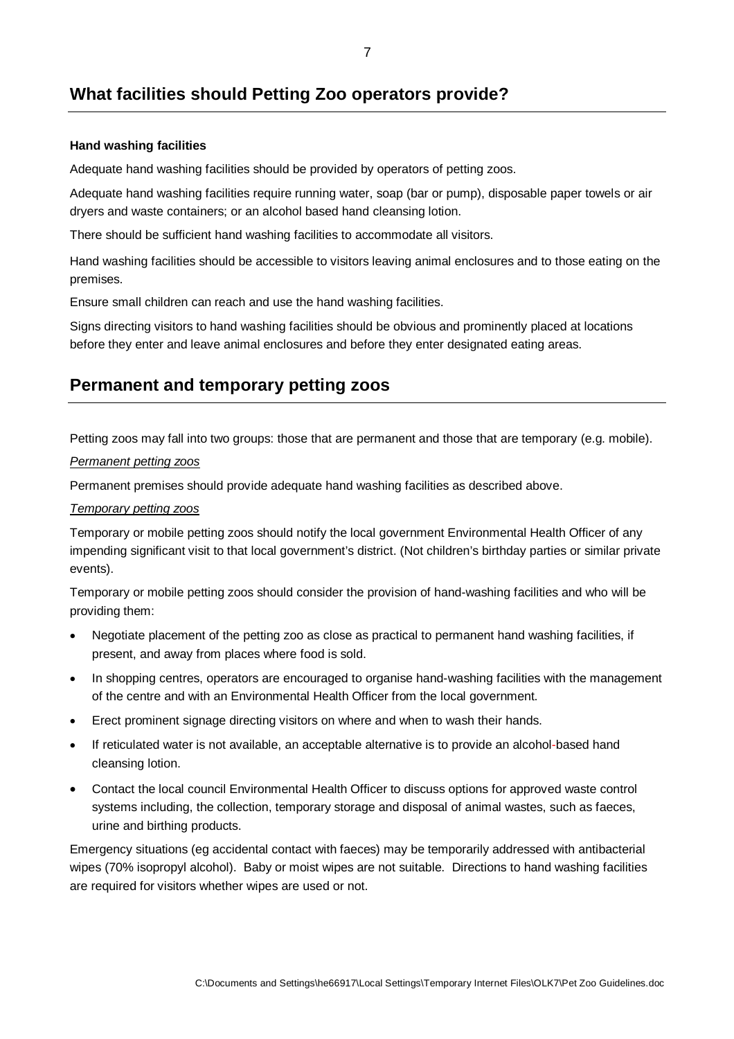## What facilities should Petting Zoo operators provide?

**Hand washing facilities**

Adequate hand washing facilities should be provided by operators of petting zoos.

Adequate hand washing facilities require running water, soap (bar or pump), disposable paper towels or air dryers and waste containers; or an alcohol based hand cleansing lotion.

There should be sufficient hand washing facilities to accommodate all visitors.

Hand washing facilities should be accessible to visitors leaving animal enclosures and to those eating on the premises.

Ensure small children can reach and use the hand washing facilities.

Signs directing visitors to hand washing facilities should be obvious and prominently placed at locations before they enter and leave animal enclosures and before they enter designated eating areas.

## Permanent and temporary petting zoos

Petting zoos may fall into two groups: those that are permanent and those that are temporary (e.g. mobile).

*Permanent petting zoos*

Permanent premises should provide adequate hand washing facilities as described above.

*Temporary petting zoos*

Temporary or mobile petting zoos should notify the local government Environmental Health Officer of any impending significant visit to that local government's district. (Not children's birthday parties or similar private events).

Temporary or mobile petting zoos should consider the provision of hand-washing facilities and who will be providing them:

- Negotiate placement of the petting zoo as close as practical to permanent hand washing facilities, if present, and away from places where food is sold.
- In shopping centres, operators are encouraged to organise hand-washing facilities with the management of the centre and with an Environmental Health Officer from the local government.
- Erect prominent signage directing visitors on where and when to wash their hands.
- If reticulated water is not available, an acceptable alternative is to provide an alcohol-based hand cleansing lotion.
- Contact the local council Environmental Health Officer to discuss options for approved waste control systems including, the collection, temporary storage and disposal of animal wastes, such as faeces, urine and birthing products.

Emergency situations (eg accidental contact with faeces) may be temporarily addressed with antibacterial wipes (70% isopropyl alcohol). Baby or moist wipes are not suitable. Directions to hand washing facilities are required for visitors whether wipes are used or not.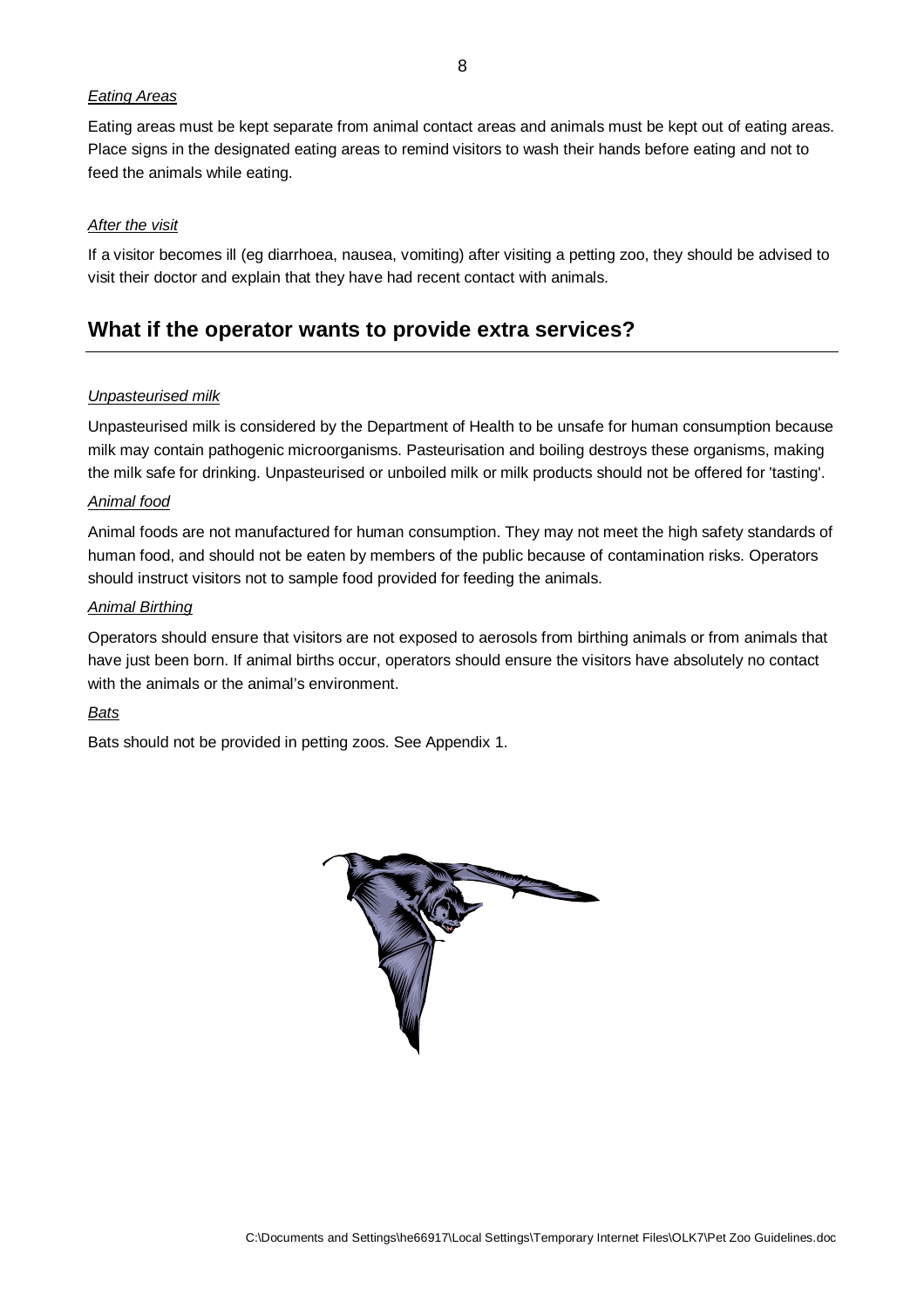*Eating Areas*

Eating areas must be kept separate from animal contact areas and animals must be kept out of eating areas. Place signs in the designated eating areas to remind visitors to wash their hands before eating and not to feed the animals while eating.

*After the visit*

If a visitor becomes ill (eg diarrhoea, nausea, vomiting) after visiting a petting zoo, they should be advised to visit their doctor and explain that they have had recent contact with animals.

## What if the operator wants to provide extra services?

*Unpasteurised milk*

Unpasteurised milk is considered by the Department of Health to be unsafe for human consumption because milk may contain pathogenic microorganisms. Pasteurisation and boiling destroys these organisms, making the milk safe for drinking. Unpasteurised or unboiled milk or milk products should not be offered for 'tasting'.

*Animal food*

Animal foods are not manufactured for human consumption. They may not meet the high safety standards of human food, and should not be eaten by members of the public because of contamination risks. Operators should instruct visitors not to sample food provided for feeding the animals.

*Animal Birthing*

Operators should ensure that visitors are not exposed to aerosols from birthing animals or from animals that have just been born. If animal births occur, operators should ensure the visitors have absolutely no contact with the animals or the animal's environment.

*Bats*

Bats should not be provided in petting zoos. See Appendix 1.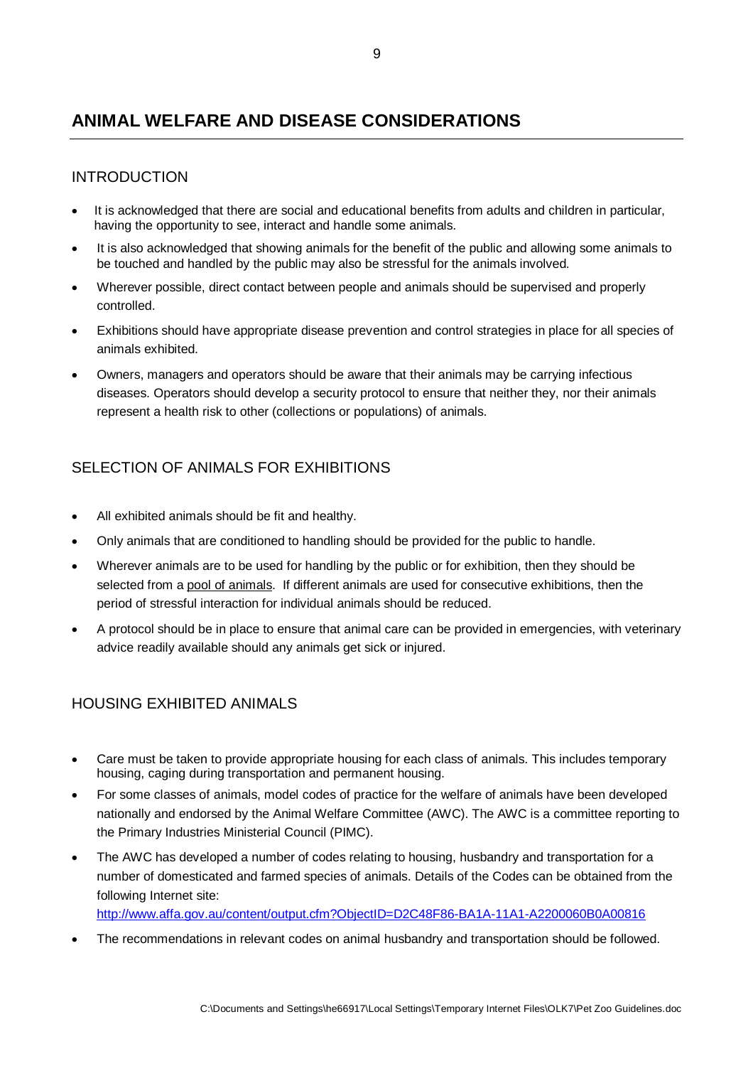# ANIMAL WELFARE AND DISEASE CONSIDERATIONS

## INTRODUCTION

- It is acknowledged that there are social and educational benefits from adults and children in particular, having the opportunity to see, interact and handle some animals.
- It is also acknowledged that showing animals for the benefit of the public and allowing some animals to be touched and handled by the public may also be stressful for the animals involved.
- Wherever possible, direct contact between people and animals should be supervised and properly controlled.
- Exhibitions should have appropriate disease prevention and control strategies in place for all species of animals exhibited.
- Owners, managers and operators should be aware that their animals may be carrying infectious diseases. Operators should develop a security protocol to ensure that neither they, nor their animals represent a health risk to other (collections or populations) of animals.

## SELECTION OF ANIMALS FOR EXHIBITIONS

- All exhibited animals should be fit and healthy.
- Only animals that are conditioned to handling should be provided for the public to handle.
- Wherever animals are to be used for handling by the public or for exhibition, then they should be selected from a pool of animals. If different animals are used for consecutive exhibitions, then the period of stressful interaction for individual animals should be reduced.
- A protocol should be in place to ensure that animal care can be provided in emergencies, with veterinary advice readily available should any animals get sick or injured.

## HOUSING EXHIBITED ANIMALS

- Care must be taken to provide appropriate housing for each class of animals. This includes temporary housing, caging during transportation and permanent housing.
- For some classes of animals, model codes of practice for the welfare of animals have been developed nationally and endorsed by the Animal Welfare Committee (AWC). The AWC is a committee reporting to the Primary Industries Ministerial Council (PIMC).
- The AWC has developed a number of codes relating to housing, husbandry and transportation for a number of domesticated and farmed species of animals. Details of the Codes can be obtained from the following Internet site: http://www.affa.gov.au/content/output.cfm?ObjectID=D2C48F86-BA1A-11A1-A2200060B0A00816
- The recommendations in relevant codes on animal husbandry and transportation should be followed.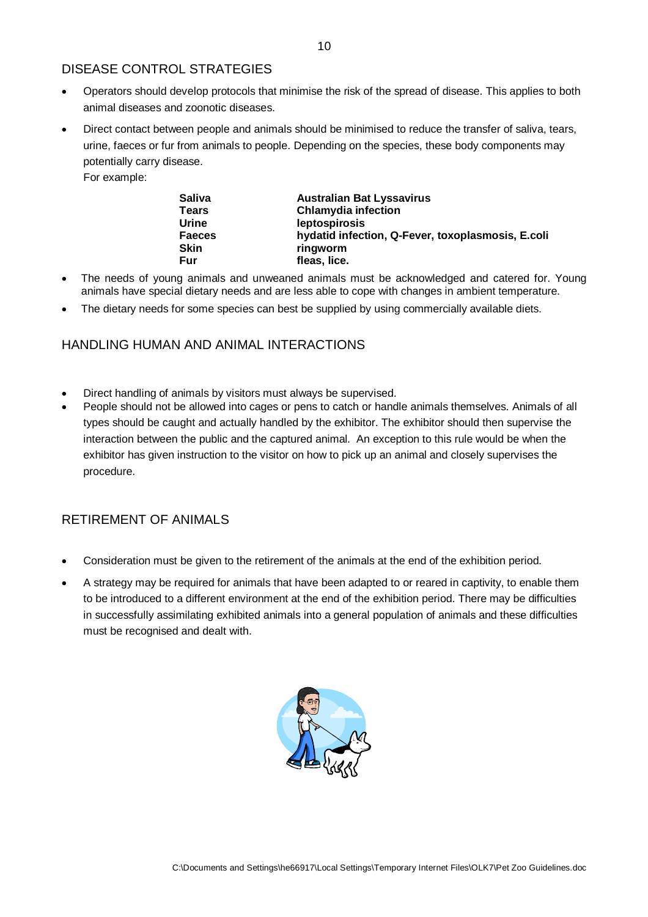## DISEASE CONTROL STRATEGIES

- Operators should develop protocols that minimise the risk of the spread of disease. This applies to both animal diseases and zoonotic diseases.
- Direct contact between people and animals should be minimised to reduce the transfer of saliva, tears, urine, faeces or fur from animals to people. Depending on the species, these body components may potentially carry disease.

  For example:

| | |
|---|---|
| **Saliva** | **Australian Bat Lyssavirus** |
| **Tears** | **Chlamydia infection** |
| **Urine** | **leptospirosis** |
| **Faeces** | **hydatid infection, Q-Fever, toxoplasmosis, E.coli** |
| **Skin** | **ringworm** |
| **Fur** | **fleas, lice.** |

- The needs of young animals and unweaned animals must be acknowledged and catered for. Young animals have special dietary needs and are less able to cope with changes in ambient temperature.
- The dietary needs for some species can best be supplied by using commercially available diets.

## HANDLING HUMAN AND ANIMAL INTERACTIONS

- Direct handling of animals by visitors must always be supervised.
- People should not be allowed into cages or pens to catch or handle animals themselves. Animals of all types should be caught and actually handled by the exhibitor. The exhibitor should then supervise the interaction between the public and the captured animal. An exception to this rule would be when the exhibitor has given instruction to the visitor on how to pick up an animal and closely supervises the procedure.

## RETIREMENT OF ANIMALS

- Consideration must be given to the retirement of the animals at the end of the exhibition period.
- A strategy may be required for animals that have been adapted to or reared in captivity, to enable them to be introduced to a different environment at the end of the exhibition period. There may be difficulties in successfully assimilating exhibited animals into a general population of animals and these difficulties must be recognised and dealt with.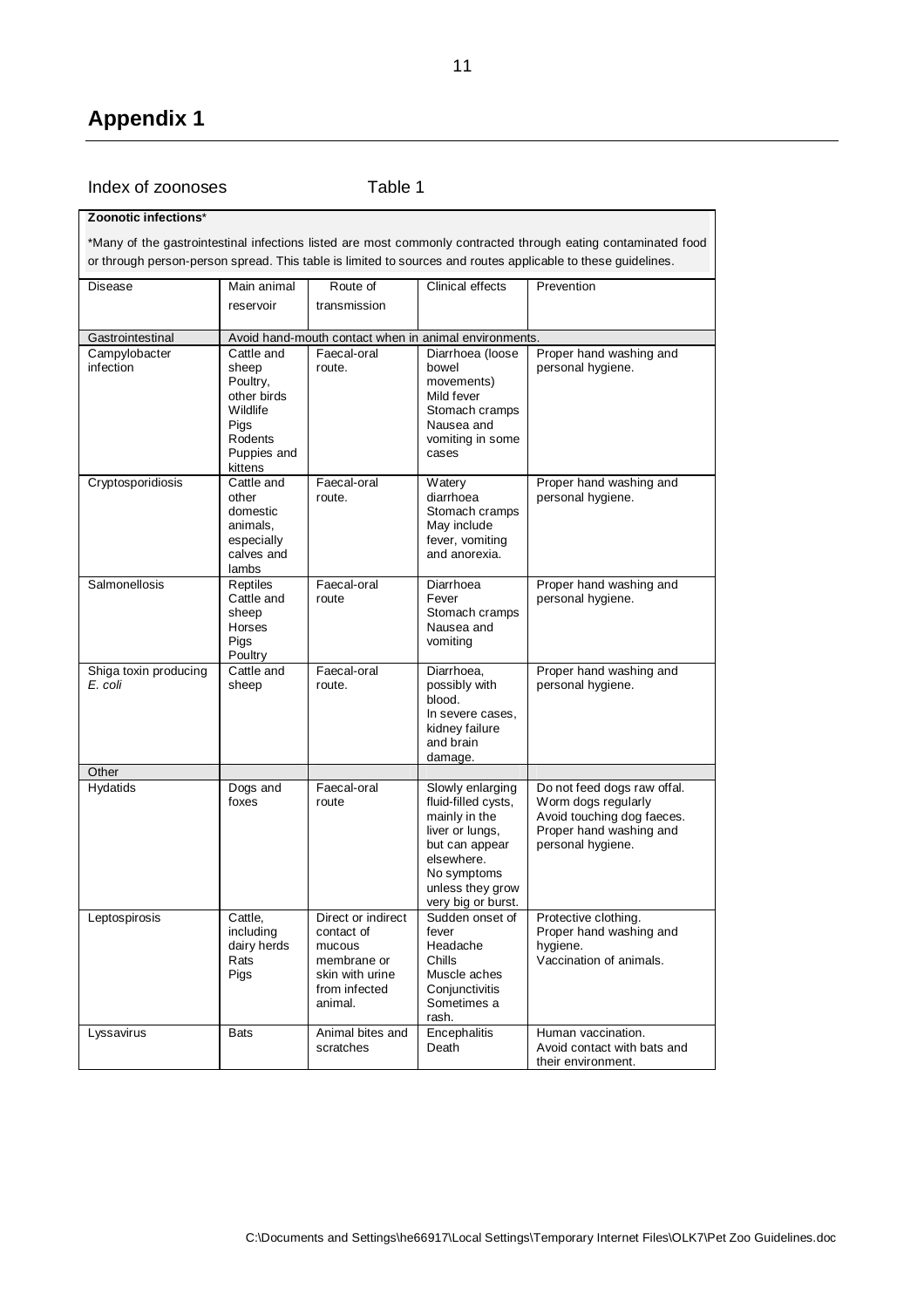## Appendix 1

Index of zoonoses                    Table 1

**Zoonotic infections***

*Many of the gastrointestinal infections listed are most commonly contracted through eating contaminated food or through person-person spread. This table is limited to sources and routes applicable to these guidelines.

| Disease | Main animal reservoir | Route of transmission | Clinical effects | Prevention |
|---|---|---|---|---|
| Gastrointestinal | Avoid hand-mouth contact when in animal environments. | | | |
| Campylobacter infection | Cattle and sheep<br>Poultry, other birds<br>Wildlife<br>Pigs<br>Rodents<br>Puppies and kittens | Faecal-oral route. | Diarrhoea (loose bowel movements)<br>Mild fever<br>Stomach cramps<br>Nausea and vomiting in some cases | Proper hand washing and personal hygiene. |
| Cryptosporidiosis | Cattle and other domestic animals, especially calves and lambs | Faecal-oral route. | Watery diarrhoea<br>Stomach cramps<br>May include fever, vomiting and anorexia. | Proper hand washing and personal hygiene. |
| Salmonellosis | Reptiles<br>Cattle and sheep<br>Horses<br>Pigs<br>Poultry | Faecal-oral route | Diarrhoea<br>Fever<br>Stomach cramps<br>Nausea and vomiting | Proper hand washing and personal hygiene. |
| Shiga toxin producing *E. coli* | Cattle and sheep | Faecal-oral route. | Diarrhoea, possibly with blood.<br>In severe cases, kidney failure and brain damage. | Proper hand washing and personal hygiene. |
| Other | | | | |
| Hydatids | Dogs and foxes | Faecal-oral route | Slowly enlarging fluid-filled cysts, mainly in the liver or lungs, but can appear elsewhere.<br>No symptoms unless they grow very big or burst. | Do not feed dogs raw offal.<br>Worm dogs regularly<br>Avoid touching dog faeces.<br>Proper hand washing and personal hygiene. |
| Leptospirosis | Cattle, including dairy herds<br>Rats<br>Pigs | Direct or indirect contact of mucous membrane or skin with urine from infected animal. | Sudden onset of fever<br>Headache<br>Chills<br>Muscle aches<br>Conjunctivitis<br>Sometimes a rash. | Protective clothing.<br>Proper hand washing and hygiene.<br>Vaccination of animals. |
| Lyssavirus | Bats | Animal bites and scratches | Encephalitis<br>Death | Human vaccination.<br>Avoid contact with bats and their environment. |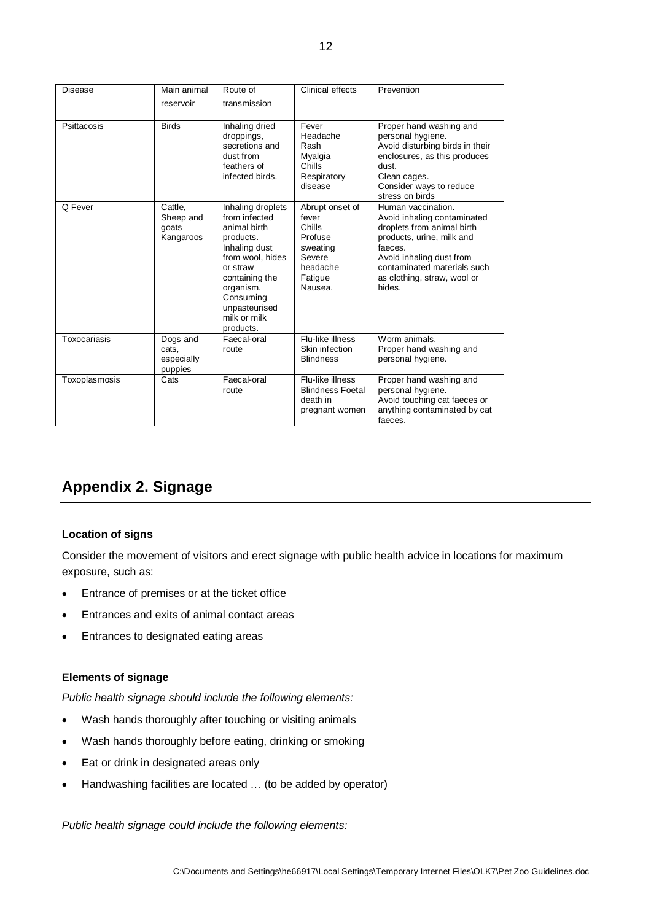| Disease | Main animal reservoir | Route of transmission | Clinical effects | Prevention |
|---|---|---|---|---|
| Psittacosis | Birds | Inhaling dried droppings, secretions and dust from feathers of infected birds. | Fever<br>Headache<br>Rash<br>Myalgia<br>Chills<br>Respiratory disease | Proper hand washing and personal hygiene.<br>Avoid disturbing birds in their enclosures, as this produces dust.<br>Clean cages.<br>Consider ways to reduce stress on birds |
| Q Fever | Cattle, Sheep and goats<br>Kangaroos | Inhaling droplets from infected animal birth products.<br>Inhaling dust from wool, hides or straw containing the organism.<br>Consuming unpasteurised milk or milk products. | Abrupt onset of fever<br>Chills<br>Profuse sweating<br>Severe headache<br>Fatigue<br>Nausea. | Human vaccination.<br>Avoid inhaling contaminated droplets from animal birth products, urine, milk and faeces.<br>Avoid inhaling dust from contaminated materials such as clothing, straw, wool or hides. |
| Toxocariasis | Dogs and cats, especially puppies | Faecal-oral route | Flu-like illness<br>Skin infection<br>Blindness | Worm animals.<br>Proper hand washing and personal hygiene. |
| Toxoplasmosis | Cats | Faecal-oral route | Flu-like illness<br>Blindness Foetal death in pregnant women | Proper hand washing and personal hygiene.<br>Avoid touching cat faeces or anything contaminated by cat faeces. |

## Appendix 2. Signage

#### Location of signs

Consider the movement of visitors and erect signage with public health advice in locations for maximum exposure, such as:

- Entrance of premises or at the ticket office
- Entrances and exits of animal contact areas
- Entrances to designated eating areas

#### Elements of signage

*Public health signage should include the following elements:*

- Wash hands thoroughly after touching or visiting animals
- Wash hands thoroughly before eating, drinking or smoking
- Eat or drink in designated areas only
- Handwashing facilities are located … (to be added by operator)

*Public health signage could include the following elements:*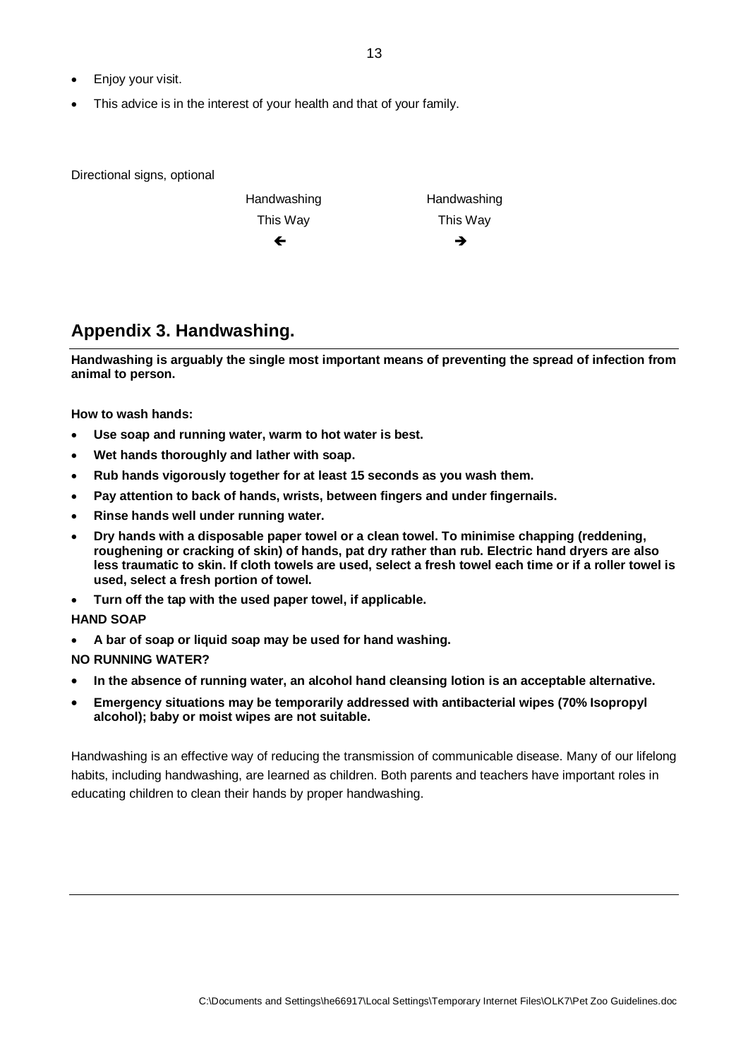- Enjoy your visit.
- This advice is in the interest of your health and that of your family.

Directional signs, optional

| Handwashing | Handwashing |
|---|---|
| This Way | This Way |
| ← | → |

## Appendix 3. Handwashing.

**Handwashing is arguably the single most important means of preventing the spread of infection from animal to person.**

**How to wash hands:**

- **Use soap and running water, warm to hot water is best.**
- **Wet hands thoroughly and lather with soap.**
- **Rub hands vigorously together for at least 15 seconds as you wash them.**
- **Pay attention to back of hands, wrists, between fingers and under fingernails.**
- **Rinse hands well under running water.**
- **Dry hands with a disposable paper towel or a clean towel. To minimise chapping (reddening, roughening or cracking of skin) of hands, pat dry rather than rub. Electric hand dryers are also less traumatic to skin. If cloth towels are used, select a fresh towel each time or if a roller towel is used, select a fresh portion of towel.**
- **Turn off the tap with the used paper towel, if applicable.**

**HAND SOAP**

- **A bar of soap or liquid soap may be used for hand washing.**

**NO RUNNING WATER?**

- **In the absence of running water, an alcohol hand cleansing lotion is an acceptable alternative.**
- **Emergency situations may be temporarily addressed with antibacterial wipes (70% Isopropyl alcohol); baby or moist wipes are not suitable.**

Handwashing is an effective way of reducing the transmission of communicable disease. Many of our lifelong habits, including handwashing, are learned as children. Both parents and teachers have important roles in educating children to clean their hands by proper handwashing.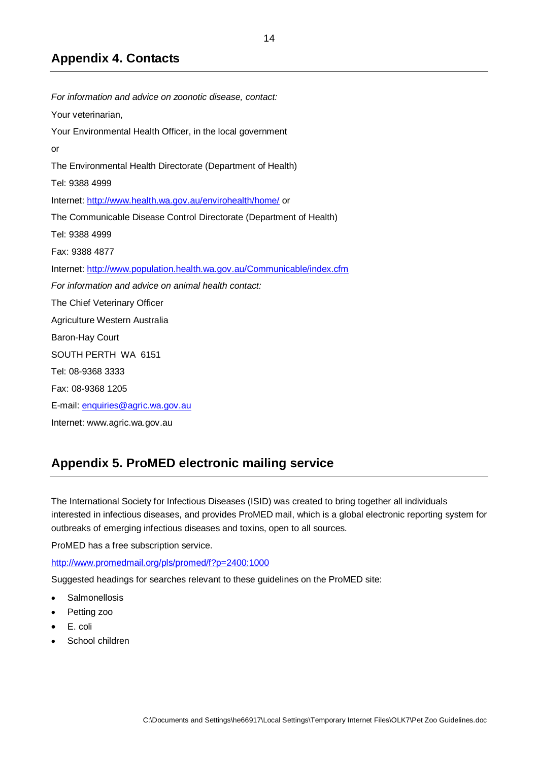## Appendix 4. Contacts

*For information and advice on zoonotic disease, contact:*

Your veterinarian,

Your Environmental Health Officer, in the local government

or

The Environmental Health Directorate (Department of Health)

Tel: 9388 4999

Internet: http://www.health.wa.gov.au/envirohealth/home/ or

The Communicable Disease Control Directorate (Department of Health)

Tel: 9388 4999

Fax: 9388 4877

Internet: http://www.population.health.wa.gov.au/Communicable/index.cfm

*For information and advice on animal health contact:*

The Chief Veterinary Officer

Agriculture Western Australia

Baron-Hay Court

SOUTH PERTH WA 6151

Tel: 08-9368 3333

Fax: 08-9368 1205

E-mail: enquiries@agric.wa.gov.au

Internet: www.agric.wa.gov.au

## Appendix 5. ProMED electronic mailing service

The International Society for Infectious Diseases (ISID) was created to bring together all individuals interested in infectious diseases, and provides ProMED mail, which is a global electronic reporting system for outbreaks of emerging infectious diseases and toxins, open to all sources.

ProMED has a free subscription service.

http://www.promedmail.org/pls/promed/f?p=2400:1000

Suggested headings for searches relevant to these guidelines on the ProMED site:

- Salmonellosis
- Petting zoo
- E. coli
- School children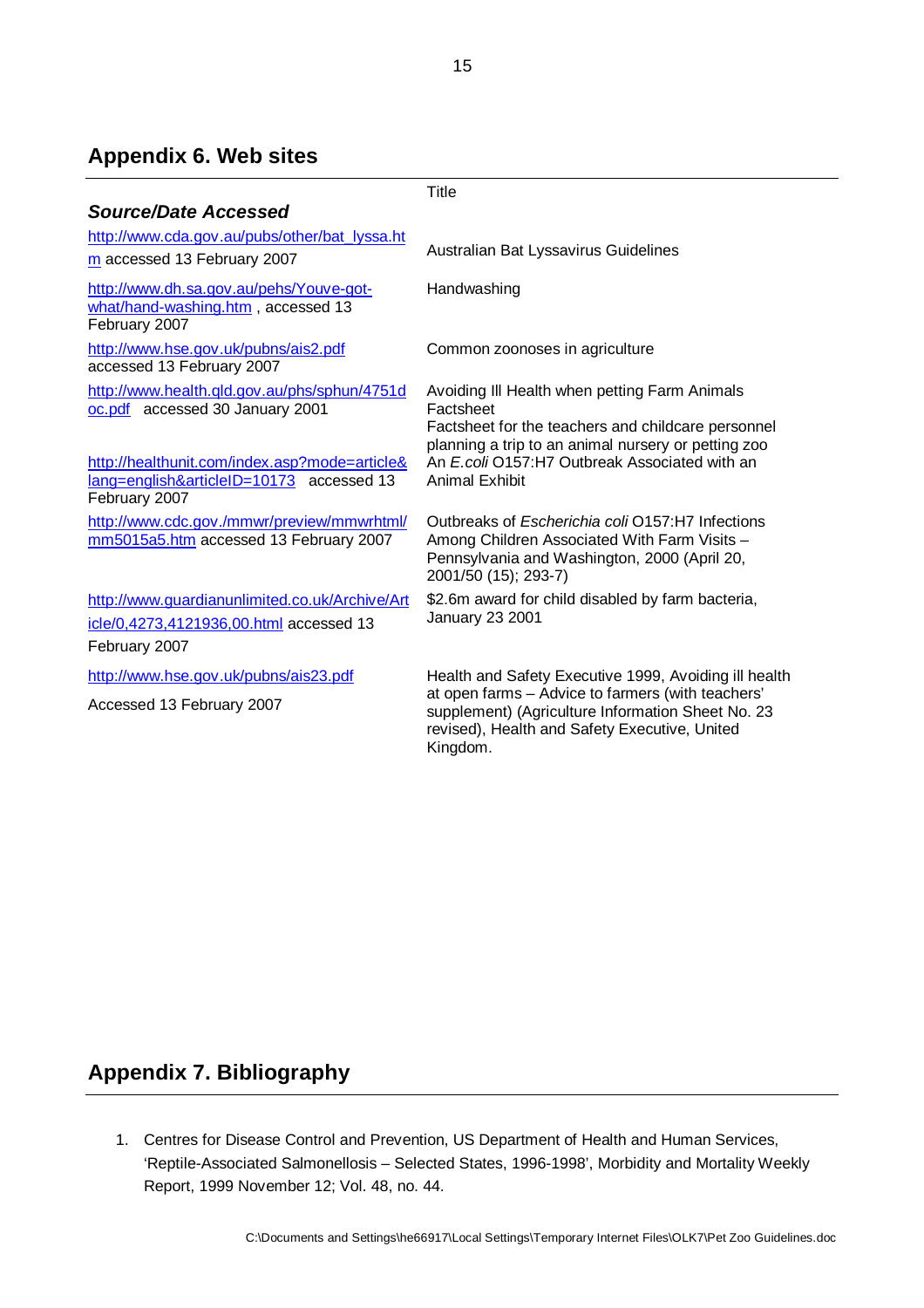## Appendix 6. Web sites

| *Source/Date Accessed* | Title |
|---|---|
| http://www.cda.gov.au/pubs/other/bat_lyssa.htm accessed 13 February 2007 | Australian Bat Lyssavirus Guidelines |
| http://www.dh.sa.gov.au/pehs/Youve-got-what/hand-washing.htm , accessed 13 February 2007 | Handwashing |
| http://www.hse.gov.uk/pubns/ais2.pdf accessed 13 February 2007 | Common zoonoses in agriculture |
| http://www.health.qld.gov.au/phs/sphun/4751doc.pdf accessed 30 January 2001 | Avoiding Ill Health when petting Farm Animals Factsheet<br>Factsheet for the teachers and childcare personnel planning a trip to an animal nursery or petting zoo |
| http://healthunit.com/index.asp?mode=article&lang=english&articleID=10173 accessed 13 February 2007 | An *E.coli* O157:H7 Outbreak Associated with an Animal Exhibit |
| http://www.cdc.gov./mmwr/preview/mmwrhtml/mm5015a5.htm accessed 13 February 2007 | Outbreaks of *Escherichia coli* O157:H7 Infections Among Children Associated With Farm Visits – Pennsylvania and Washington, 2000 (April 20, 2001/50 (15); 293-7) |
| http://www.guardianunlimited.co.uk/Archive/Article/0,4273,4121936,00.html accessed 13 February 2007 | $2.6m award for child disabled by farm bacteria, January 23 2001 |
| http://www.hse.gov.uk/pubns/ais23.pdf<br>Accessed 13 February 2007 | Health and Safety Executive 1999, Avoiding ill health at open farms – Advice to farmers (with teachers' supplement) (Agriculture Information Sheet No. 23 revised), Health and Safety Executive, United Kingdom. |

## Appendix 7. Bibliography

1. Centres for Disease Control and Prevention, US Department of Health and Human Services, 'Reptile-Associated Salmonellosis – Selected States, 1996-1998', Morbidity and Mortality Weekly Report, 1999 November 12; Vol. 48, no. 44.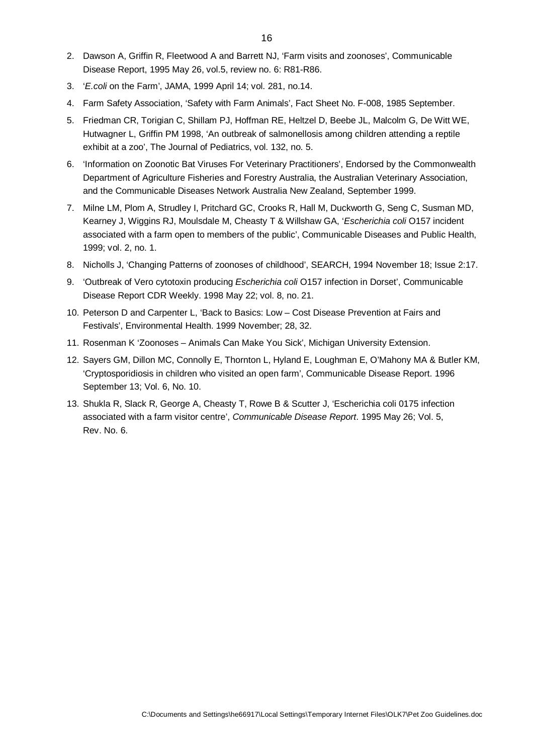2. Dawson A, Griffin R, Fleetwood A and Barrett NJ, 'Farm visits and zoonoses', Communicable Disease Report, 1995 May 26, vol.5, review no. 6: R81-R86.
3. '*E.coli* on the Farm', JAMA, 1999 April 14; vol. 281, no.14.
4. Farm Safety Association, 'Safety with Farm Animals', Fact Sheet No. F-008, 1985 September.
5. Friedman CR, Torigian C, Shillam PJ, Hoffman RE, Heltzel D, Beebe JL, Malcolm G, De Witt WE, Hutwagner L, Griffin PM 1998, 'An outbreak of salmonellosis among children attending a reptile exhibit at a zoo', The Journal of Pediatrics, vol. 132, no. 5.
6. 'Information on Zoonotic Bat Viruses For Veterinary Practitioners', Endorsed by the Commonwealth Department of Agriculture Fisheries and Forestry Australia, the Australian Veterinary Association, and the Communicable Diseases Network Australia New Zealand, September 1999.
7. Milne LM, Plom A, Strudley I, Pritchard GC, Crooks R, Hall M, Duckworth G, Seng C, Susman MD, Kearney J, Wiggins RJ, Moulsdale M, Cheasty T & Willshaw GA, '*Escherichia coli* O157 incident associated with a farm open to members of the public', Communicable Diseases and Public Health, 1999; vol. 2, no. 1.
8. Nicholls J, 'Changing Patterns of zoonoses of childhood', SEARCH, 1994 November 18; Issue 2:17.
9. 'Outbreak of Vero cytotoxin producing *Escherichia coli* O157 infection in Dorset', Communicable Disease Report CDR Weekly. 1998 May 22; vol. 8, no. 21.
10. Peterson D and Carpenter L, 'Back to Basics: Low – Cost Disease Prevention at Fairs and Festivals', Environmental Health. 1999 November; 28, 32.
11. Rosenman K 'Zoonoses – Animals Can Make You Sick', Michigan University Extension.
12. Sayers GM, Dillon MC, Connolly E, Thornton L, Hyland E, Loughman E, O'Mahony MA & Butler KM, 'Cryptosporidiosis in children who visited an open farm', Communicable Disease Report. 1996 September 13; Vol. 6, No. 10.
13. Shukla R, Slack R, George A, Cheasty T, Rowe B & Scutter J, 'Escherichia coli 0175 infection associated with a farm visitor centre', *Communicable Disease Report*. 1995 May 26; Vol. 5, Rev. No. 6.